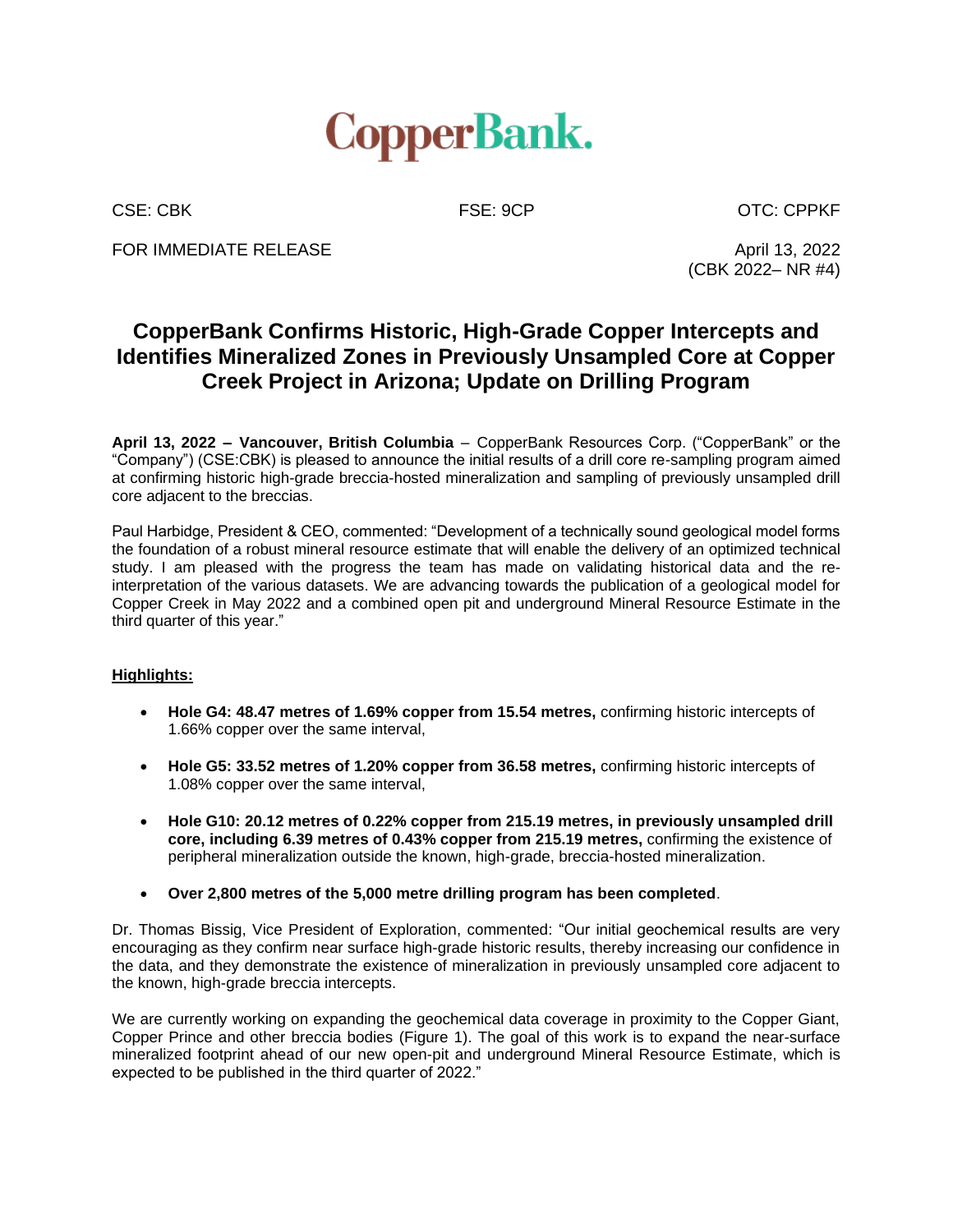CopperBank.

CSE: CBK FSE: 9CP OTC: CPPKF

FOR IMMEDIATE RELEASE

April 13, 2022
(CBK 2022– NR #4)

# CopperBank Confirms Historic, High-Grade Copper Intercepts and Identifies Mineralized Zones in Previously Unsampled Core at Copper Creek Project in Arizona; Update on Drilling Program

**April 13, 2022 – Vancouver, British Columbia** – CopperBank Resources Corp. ("CopperBank" or the "Company") (CSE:CBK) is pleased to announce the initial results of a drill core re-sampling program aimed at confirming historic high-grade breccia-hosted mineralization and sampling of previously unsampled drill core adjacent to the breccias.

Paul Harbidge, President & CEO, commented: "Development of a technically sound geological model forms the foundation of a robust mineral resource estimate that will enable the delivery of an optimized technical study. I am pleased with the progress the team has made on validating historical data and the re-interpretation of the various datasets. We are advancing towards the publication of a geological model for Copper Creek in May 2022 and a combined open pit and underground Mineral Resource Estimate in the third quarter of this year."

**Highlights:**

- **Hole G4: 48.47 metres of 1.69% copper from 15.54 metres,** confirming historic intercepts of 1.66% copper over the same interval,
- **Hole G5: 33.52 metres of 1.20% copper from 36.58 metres,** confirming historic intercepts of 1.08% copper over the same interval,
- **Hole G10: 20.12 metres of 0.22% copper from 215.19 metres, in previously unsampled drill core, including 6.39 metres of 0.43% copper from 215.19 metres,** confirming the existence of peripheral mineralization outside the known, high-grade, breccia-hosted mineralization.
- **Over 2,800 metres of the 5,000 metre drilling program has been completed**.

Dr. Thomas Bissig, Vice President of Exploration, commented: "Our initial geochemical results are very encouraging as they confirm near surface high-grade historic results, thereby increasing our confidence in the data, and they demonstrate the existence of mineralization in previously unsampled core adjacent to the known, high-grade breccia intercepts.

We are currently working on expanding the geochemical data coverage in proximity to the Copper Giant, Copper Prince and other breccia bodies (Figure 1). The goal of this work is to expand the near-surface mineralized footprint ahead of our new open-pit and underground Mineral Resource Estimate, which is expected to be published in the third quarter of 2022."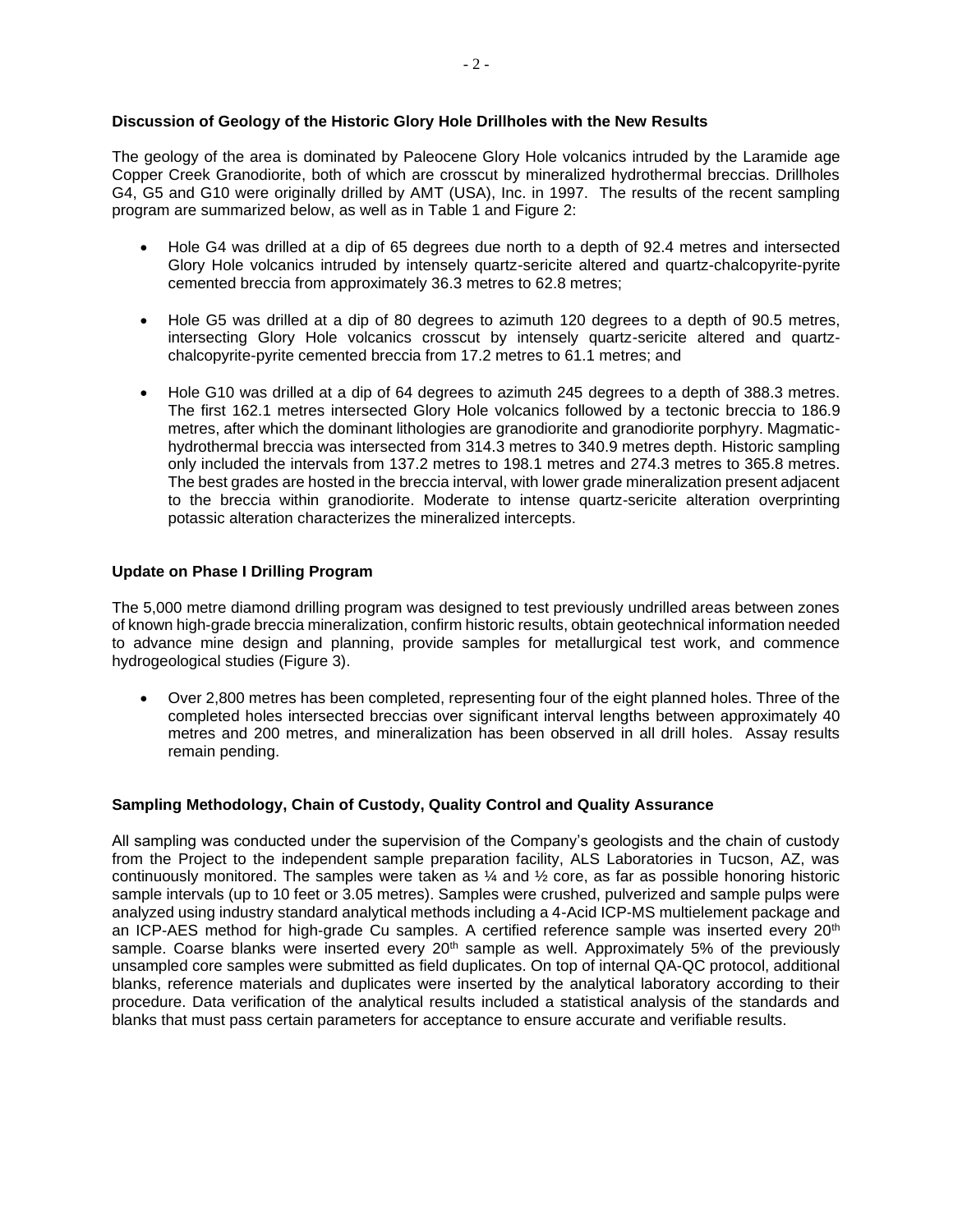**Discussion of Geology of the Historic Glory Hole Drillholes with the New Results**

The geology of the area is dominated by Paleocene Glory Hole volcanics intruded by the Laramide age Copper Creek Granodiorite, both of which are crosscut by mineralized hydrothermal breccias. Drillholes G4, G5 and G10 were originally drilled by AMT (USA), Inc. in 1997. The results of the recent sampling program are summarized below, as well as in Table 1 and Figure 2:

- Hole G4 was drilled at a dip of 65 degrees due north to a depth of 92.4 metres and intersected Glory Hole volcanics intruded by intensely quartz-sericite altered and quartz-chalcopyrite-pyrite cemented breccia from approximately 36.3 metres to 62.8 metres;

- Hole G5 was drilled at a dip of 80 degrees to azimuth 120 degrees to a depth of 90.5 metres, intersecting Glory Hole volcanics crosscut by intensely quartz-sericite altered and quartz-chalcopyrite-pyrite cemented breccia from 17.2 metres to 61.1 metres; and

- Hole G10 was drilled at a dip of 64 degrees to azimuth 245 degrees to a depth of 388.3 metres. The first 162.1 metres intersected Glory Hole volcanics followed by a tectonic breccia to 186.9 metres, after which the dominant lithologies are granodiorite and granodiorite porphyry. Magmatic-hydrothermal breccia was intersected from 314.3 metres to 340.9 metres depth. Historic sampling only included the intervals from 137.2 metres to 198.1 metres and 274.3 metres to 365.8 metres. The best grades are hosted in the breccia interval, with lower grade mineralization present adjacent to the breccia within granodiorite. Moderate to intense quartz-sericite alteration overprinting potassic alteration characterizes the mineralized intercepts.

**Update on Phase I Drilling Program**

The 5,000 metre diamond drilling program was designed to test previously undrilled areas between zones of known high-grade breccia mineralization, confirm historic results, obtain geotechnical information needed to advance mine design and planning, provide samples for metallurgical test work, and commence hydrogeological studies (Figure 3).

- Over 2,800 metres has been completed, representing four of the eight planned holes. Three of the completed holes intersected breccias over significant interval lengths between approximately 40 metres and 200 metres, and mineralization has been observed in all drill holes. Assay results remain pending.

**Sampling Methodology, Chain of Custody, Quality Control and Quality Assurance**

All sampling was conducted under the supervision of the Company's geologists and the chain of custody from the Project to the independent sample preparation facility, ALS Laboratories in Tucson, AZ, was continuously monitored. The samples were taken as ¼ and ½ core, as far as possible honoring historic sample intervals (up to 10 feet or 3.05 metres). Samples were crushed, pulverized and sample pulps were analyzed using industry standard analytical methods including a 4-Acid ICP-MS multielement package and an ICP-AES method for high-grade Cu samples. A certified reference sample was inserted every 20th sample. Coarse blanks were inserted every 20th sample as well. Approximately 5% of the previously unsampled core samples were submitted as field duplicates. On top of internal QA-QC protocol, additional blanks, reference materials and duplicates were inserted by the analytical laboratory according to their procedure. Data verification of the analytical results included a statistical analysis of the standards and blanks that must pass certain parameters for acceptance to ensure accurate and verifiable results.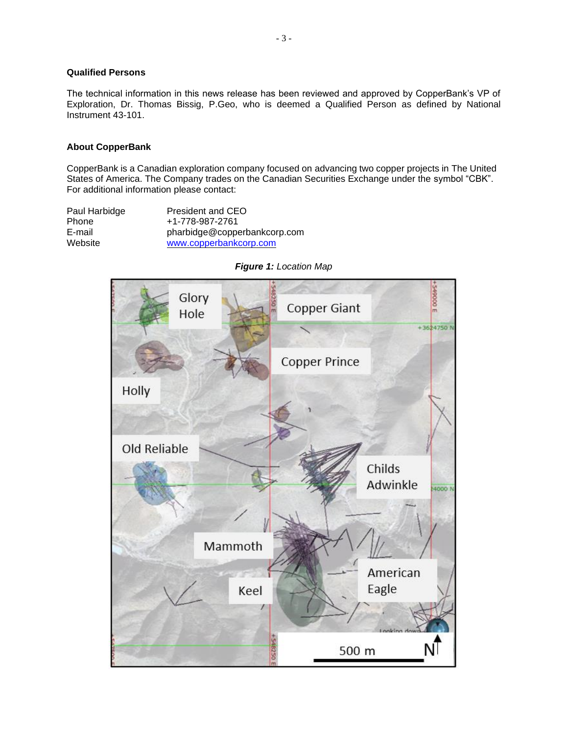## Qualified Persons

The technical information in this news release has been reviewed and approved by CopperBank's VP of Exploration, Dr. Thomas Bissig, P.Geo, who is deemed a Qualified Person as defined by National Instrument 43-101.

## About CopperBank

CopperBank is a Canadian exploration company focused on advancing two copper projects in The United States of America. The Company trades on the Canadian Securities Exchange under the symbol "CBK". For additional information please contact:

| | |
|---|---|
| Paul Harbidge | President and CEO |
| Phone | +1-778-987-2761 |
| E-mail | pharbidge@copperbankcorp.com |
| Website | [www.copperbankcorp.com](http://www.copperbankcorp.com) |

***Figure 1:*** *Location Map*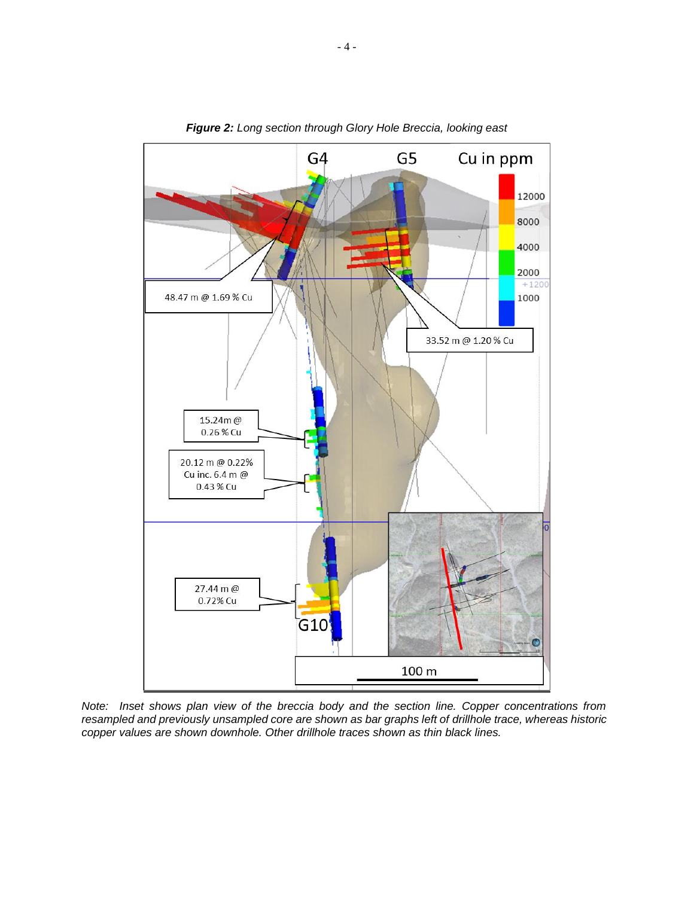***Figure 2:** Long section through Glory Hole Breccia, looking east*

G4 G5 Cu in ppm

12000
8000
4000
2000
+1200
1000

48.47 m @ 1.69 % Cu

33.52 m @ 1.20 % Cu

15.24m @ 0.26 % Cu

20.12 m @ 0.22% Cu inc. 6.4 m @ 0.43 % Cu

27.44 m @ 0.72% Cu

G10

100 m

*Note: Inset shows plan view of the breccia body and the section line. Copper concentrations from resampled and previously unsampled core are shown as bar graphs left of drillhole trace, whereas historic copper values are shown downhole. Other drillhole traces shown as thin black lines.*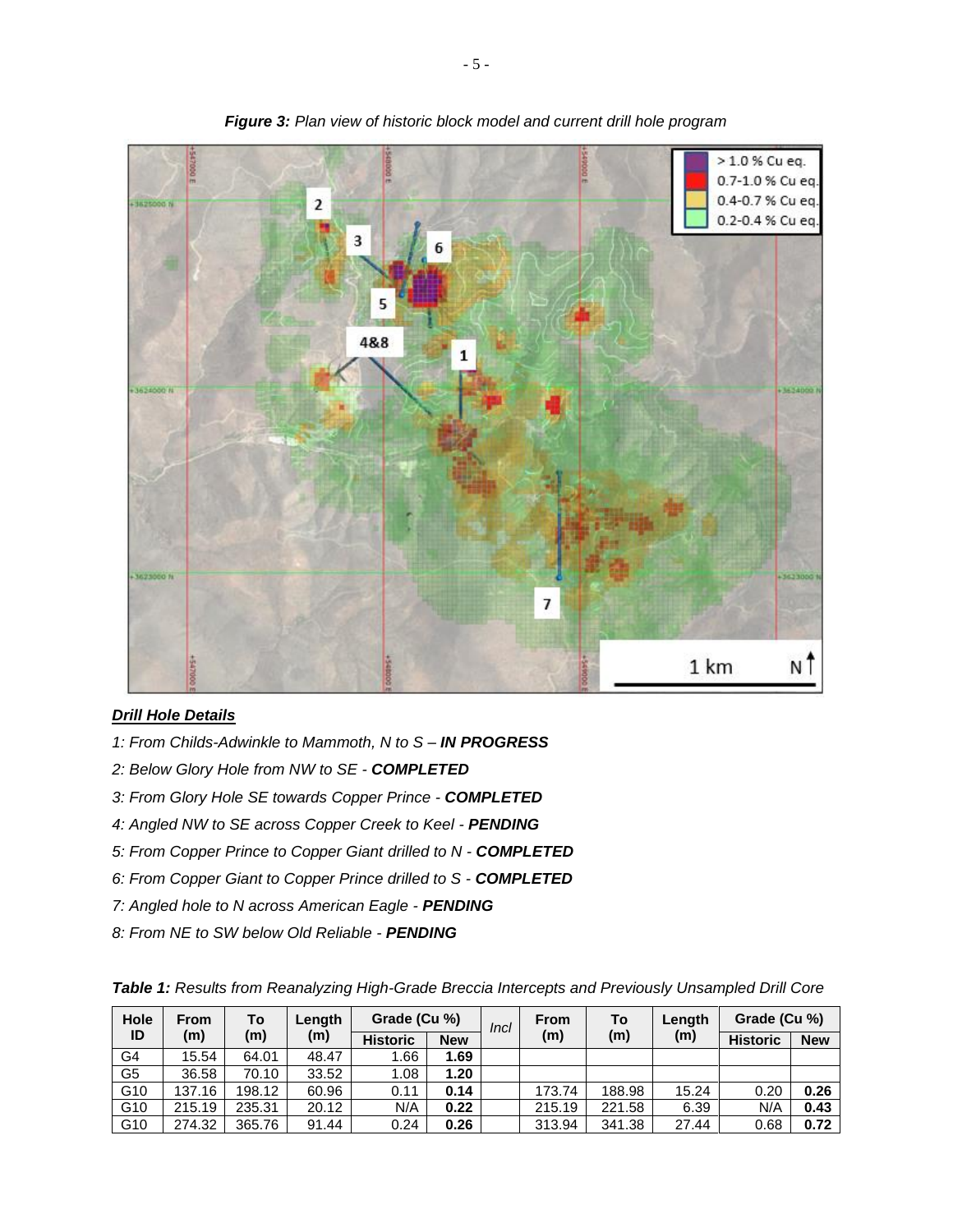***Figure 3:*** *Plan view of historic block model and current drill hole program*

***Drill Hole Details***

*1: From Childs-Adwinkle to Mammoth, N to S –* ***IN PROGRESS***

*2: Below Glory Hole from NW to SE -* ***COMPLETED***

*3: From Glory Hole SE towards Copper Prince -* ***COMPLETED***

*4: Angled NW to SE across Copper Creek to Keel -* ***PENDING***

*5: From Copper Prince to Copper Giant drilled to N -* ***COMPLETED***

*6: From Copper Giant to Copper Prince drilled to S -* ***COMPLETED***

*7: Angled hole to N across American Eagle -* ***PENDING***

*8: From NE to SW below Old Reliable -* ***PENDING***

***Table 1:*** *Results from Reanalyzing High-Grade Breccia Intercepts and Previously Unsampled Drill Core*

| Hole ID | From (m) | To (m) | Length (m) | Grade (Cu %) | | *Incl* | From (m) | To (m) | Length (m) | Grade (Cu %) | |
|---|---|---|---|---|---|---|---|---|---|---|---|
| | | | | Historic | New | | | | | Historic | New |
| G4 | 15.54 | 64.01 | 48.47 | 1.66 | **1.69** | | | | | | |
| G5 | 36.58 | 70.10 | 33.52 | 1.08 | **1.20** | | | | | | |
| G10 | 137.16 | 198.12 | 60.96 | 0.11 | **0.14** | | 173.74 | 188.98 | 15.24 | 0.20 | **0.26** |
| G10 | 215.19 | 235.31 | 20.12 | N/A | **0.22** | | 215.19 | 221.58 | 6.39 | N/A | **0.43** |
| G10 | 274.32 | 365.76 | 91.44 | 0.24 | **0.26** | | 313.94 | 341.38 | 27.44 | 0.68 | **0.72** |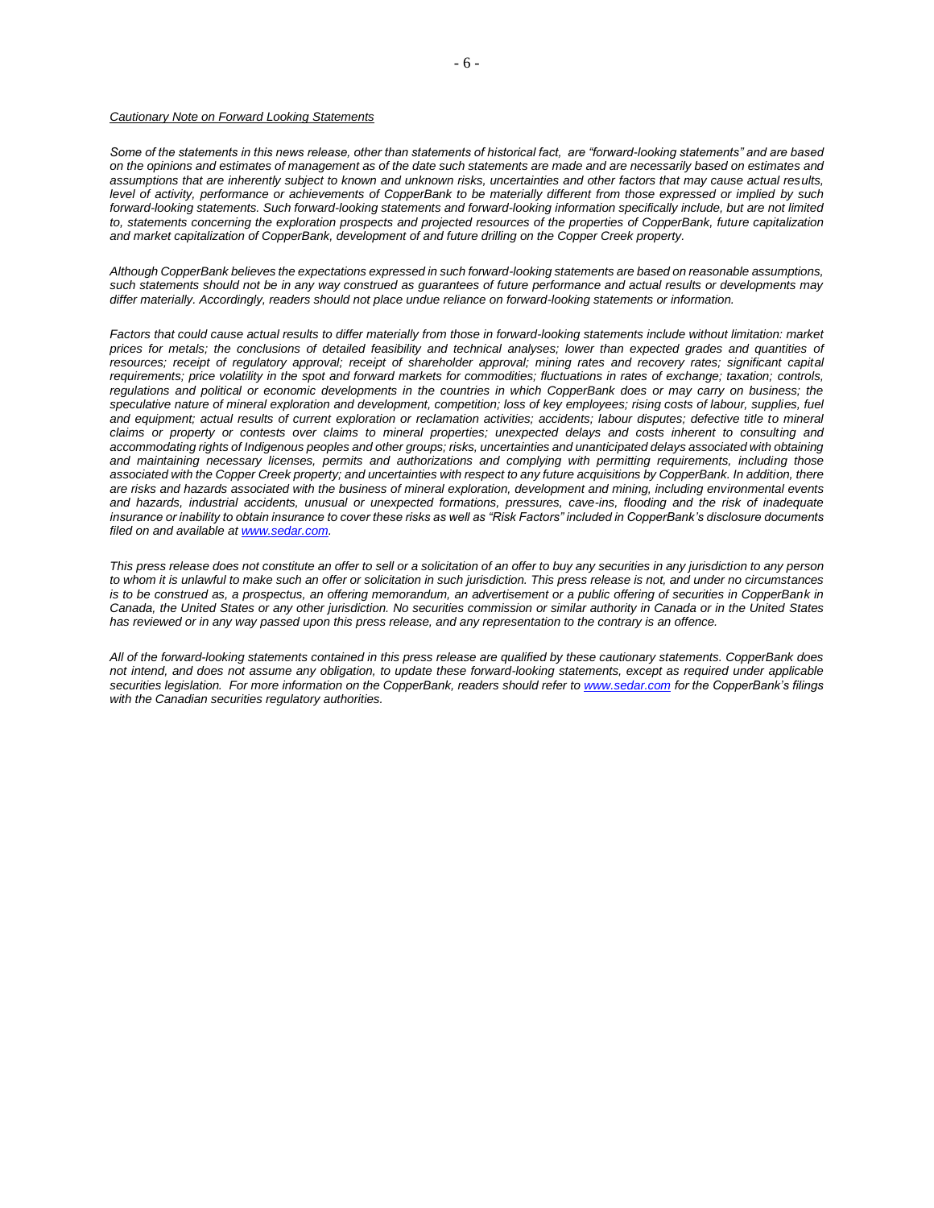*Cautionary Note on Forward Looking Statements*

*Some of the statements in this news release, other than statements of historical fact, are "forward-looking statements" and are based on the opinions and estimates of management as of the date such statements are made and are necessarily based on estimates and assumptions that are inherently subject to known and unknown risks, uncertainties and other factors that may cause actual results, level of activity, performance or achievements of CopperBank to be materially different from those expressed or implied by such forward-looking statements. Such forward-looking statements and forward-looking information specifically include, but are not limited to, statements concerning the exploration prospects and projected resources of the properties of CopperBank, future capitalization and market capitalization of CopperBank, development of and future drilling on the Copper Creek property.*

*Although CopperBank believes the expectations expressed in such forward-looking statements are based on reasonable assumptions, such statements should not be in any way construed as guarantees of future performance and actual results or developments may differ materially. Accordingly, readers should not place undue reliance on forward-looking statements or information.*

*Factors that could cause actual results to differ materially from those in forward-looking statements include without limitation: market prices for metals; the conclusions of detailed feasibility and technical analyses; lower than expected grades and quantities of resources; receipt of regulatory approval; receipt of shareholder approval; mining rates and recovery rates; significant capital requirements; price volatility in the spot and forward markets for commodities; fluctuations in rates of exchange; taxation; controls, regulations and political or economic developments in the countries in which CopperBank does or may carry on business; the speculative nature of mineral exploration and development, competition; loss of key employees; rising costs of labour, supplies, fuel and equipment; actual results of current exploration or reclamation activities; accidents; labour disputes; defective title to mineral claims or property or contests over claims to mineral properties; unexpected delays and costs inherent to consulting and accommodating rights of Indigenous peoples and other groups; risks, uncertainties and unanticipated delays associated with obtaining and maintaining necessary licenses, permits and authorizations and complying with permitting requirements, including those associated with the Copper Creek property; and uncertainties with respect to any future acquisitions by CopperBank. In addition, there are risks and hazards associated with the business of mineral exploration, development and mining, including environmental events and hazards, industrial accidents, unusual or unexpected formations, pressures, cave-ins, flooding and the risk of inadequate insurance or inability to obtain insurance to cover these risks as well as "Risk Factors" included in CopperBank's disclosure documents filed on and available at [www.sedar.com](http://www.sedar.com).*

*This press release does not constitute an offer to sell or a solicitation of an offer to buy any securities in any jurisdiction to any person to whom it is unlawful to make such an offer or solicitation in such jurisdiction. This press release is not, and under no circumstances is to be construed as, a prospectus, an offering memorandum, an advertisement or a public offering of securities in CopperBank in Canada, the United States or any other jurisdiction. No securities commission or similar authority in Canada or in the United States has reviewed or in any way passed upon this press release, and any representation to the contrary is an offence.*

*All of the forward-looking statements contained in this press release are qualified by these cautionary statements. CopperBank does not intend, and does not assume any obligation, to update these forward-looking statements, except as required under applicable securities legislation. For more information on the CopperBank, readers should refer to [www.sedar.com](http://www.sedar.com) for the CopperBank's filings with the Canadian securities regulatory authorities.*